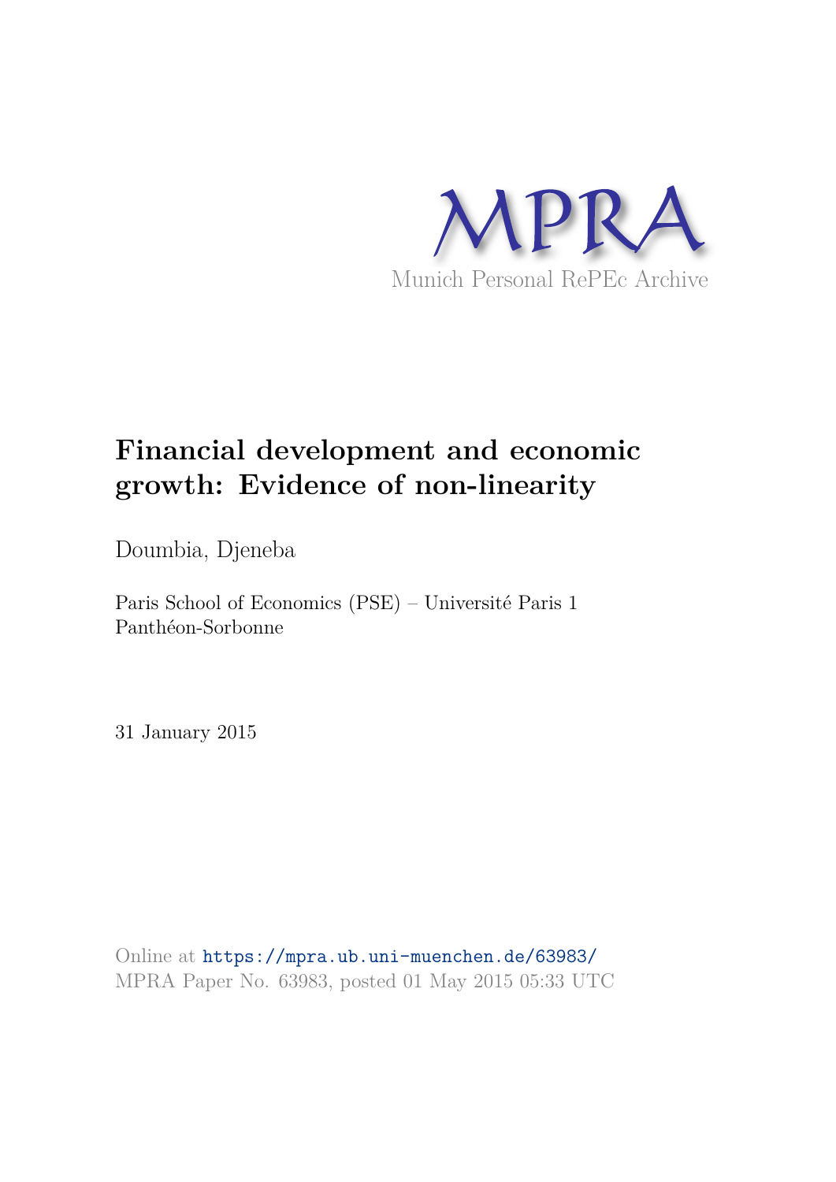MPRA

Munich Personal RePEc Archive

# Financial development and economic growth: Evidence of non-linearity

Doumbia, Djeneba

Paris School of Economics (PSE) – Université Paris 1 Panthéon-Sorbonne

31 January 2015

Online at https://mpra.ub.uni-muenchen.de/63983/
MPRA Paper No. 63983, posted 01 May 2015 05:33 UTC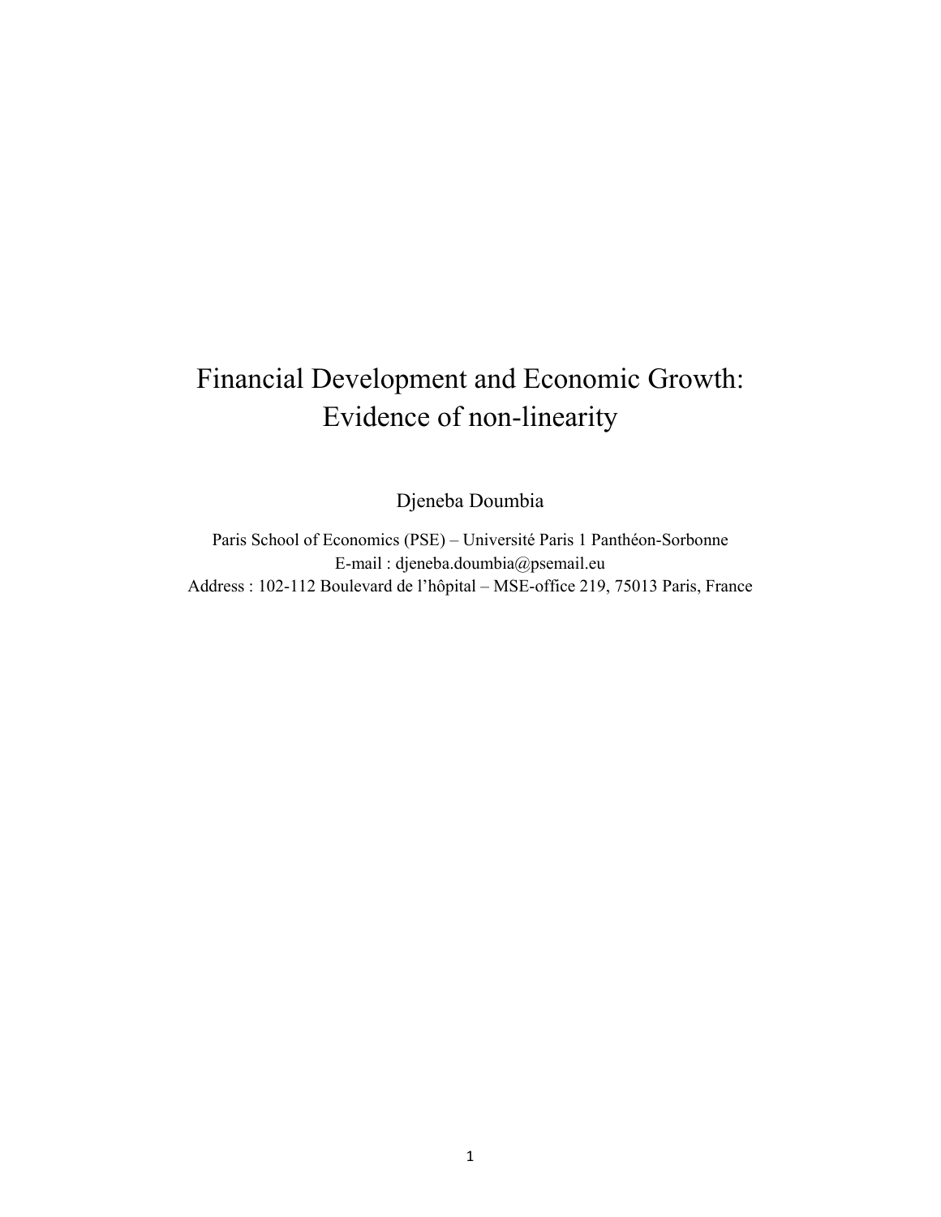# Financial Development and Economic Growth: Evidence of non-linearity

Djeneba Doumbia

Paris School of Economics (PSE) – Université Paris 1 Panthéon-Sorbonne
E-mail : djeneba.doumbia@psemail.eu
Address : 102-112 Boulevard de l'hôpital – MSE-office 219, 75013 Paris, France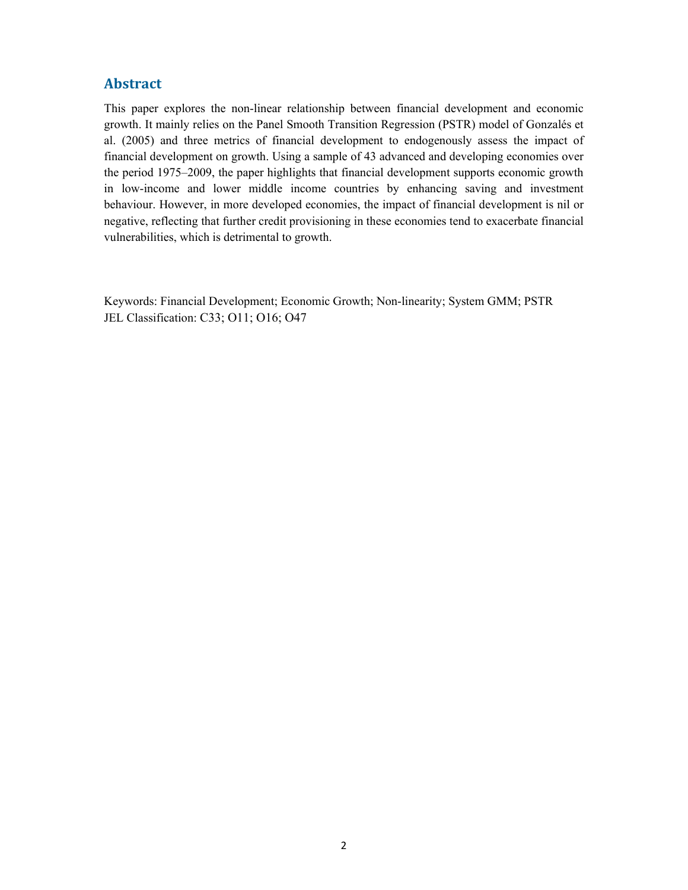## Abstract

This paper explores the non-linear relationship between financial development and economic growth. It mainly relies on the Panel Smooth Transition Regression (PSTR) model of Gonzalés et al. (2005) and three metrics of financial development to endogenously assess the impact of financial development on growth. Using a sample of 43 advanced and developing economies over the period 1975–2009, the paper highlights that financial development supports economic growth in low-income and lower middle income countries by enhancing saving and investment behaviour. However, in more developed economies, the impact of financial development is nil or negative, reflecting that further credit provisioning in these economies tend to exacerbate financial vulnerabilities, which is detrimental to growth.

Keywords: Financial Development; Economic Growth; Non-linearity; System GMM; PSTR
JEL Classification: C33; O11; O16; O47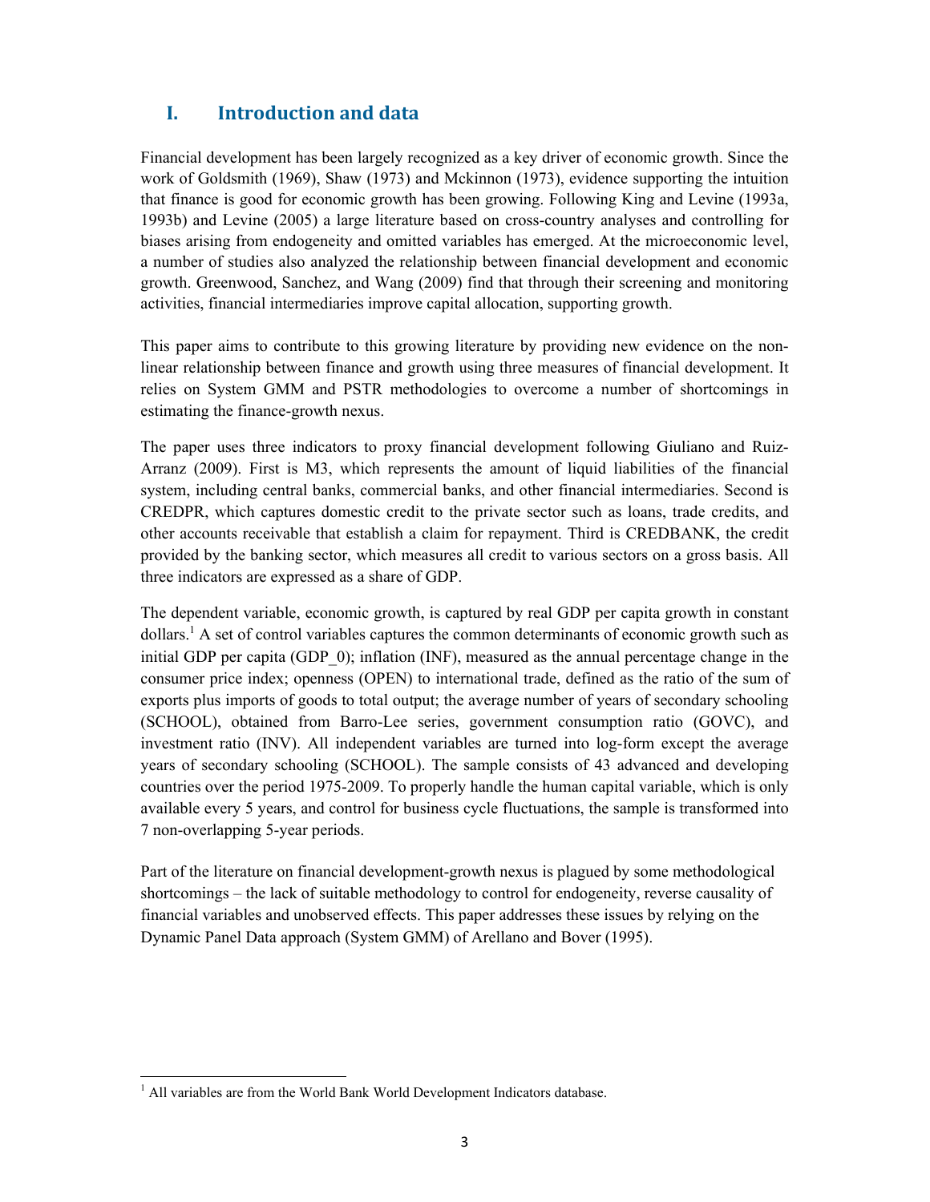## I. Introduction and data

Financial development has been largely recognized as a key driver of economic growth. Since the work of Goldsmith (1969), Shaw (1973) and Mckinnon (1973), evidence supporting the intuition that finance is good for economic growth has been growing. Following King and Levine (1993a, 1993b) and Levine (2005) a large literature based on cross-country analyses and controlling for biases arising from endogeneity and omitted variables has emerged. At the microeconomic level, a number of studies also analyzed the relationship between financial development and economic growth. Greenwood, Sanchez, and Wang (2009) find that through their screening and monitoring activities, financial intermediaries improve capital allocation, supporting growth.

This paper aims to contribute to this growing literature by providing new evidence on the non-linear relationship between finance and growth using three measures of financial development. It relies on System GMM and PSTR methodologies to overcome a number of shortcomings in estimating the finance-growth nexus.

The paper uses three indicators to proxy financial development following Giuliano and Ruiz-Arranz (2009). First is M3, which represents the amount of liquid liabilities of the financial system, including central banks, commercial banks, and other financial intermediaries. Second is CREDPR, which captures domestic credit to the private sector such as loans, trade credits, and other accounts receivable that establish a claim for repayment. Third is CREDBANK, the credit provided by the banking sector, which measures all credit to various sectors on a gross basis. All three indicators are expressed as a share of GDP.

The dependent variable, economic growth, is captured by real GDP per capita growth in constant dollars.[1] A set of control variables captures the common determinants of economic growth such as initial GDP per capita (GDP_0); inflation (INF), measured as the annual percentage change in the consumer price index; openness (OPEN) to international trade, defined as the ratio of the sum of exports plus imports of goods to total output; the average number of years of secondary schooling (SCHOOL), obtained from Barro-Lee series, government consumption ratio (GOVC), and investment ratio (INV). All independent variables are turned into log-form except the average years of secondary schooling (SCHOOL). The sample consists of 43 advanced and developing countries over the period 1975-2009. To properly handle the human capital variable, which is only available every 5 years, and control for business cycle fluctuations, the sample is transformed into 7 non-overlapping 5-year periods.

Part of the literature on financial development-growth nexus is plagued by some methodological shortcomings – the lack of suitable methodology to control for endogeneity, reverse causality of financial variables and unobserved effects. This paper addresses these issues by relying on the Dynamic Panel Data approach (System GMM) of Arellano and Bover (1995).

[1] All variables are from the World Bank World Development Indicators database.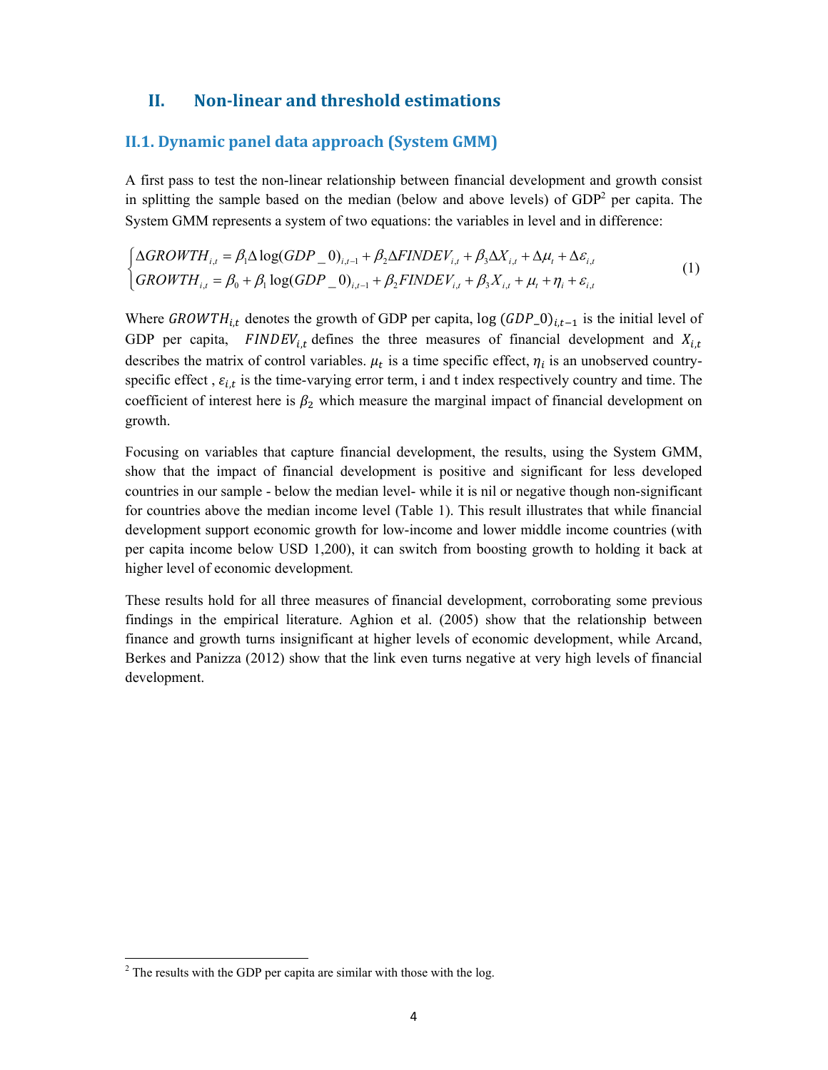## II. Non-linear and threshold estimations

### II.1. Dynamic panel data approach (System GMM)

A first pass to test the non-linear relationship between financial development and growth consist in splitting the sample based on the median (below and above levels) of GDP[2] per capita. The System GMM represents a system of two equations: the variables in level and in difference:

$$\begin{cases} \Delta GROWTH_{i,t} = \beta_1 \Delta \log(GDP\_0)_{i,t-1} + \beta_2 \Delta FINDEV_{i,t} + \beta_3 \Delta X_{i,t} + \Delta\mu_t + \Delta\varepsilon_{i,t} \\ GROWTH_{i,t} = \beta_0 + \beta_1 \log(GDP\_0)_{i,t-1} + \beta_2 FINDEV_{i,t} + \beta_3 X_{i,t} + \mu_t + \eta_i + \varepsilon_{i,t} \end{cases} \tag{1}$$

Where $GROWTH_{i,t}$ denotes the growth of GDP per capita, $\log(GDP\_0)_{i,t-1}$ is the initial level of GDP per capita, $FINDEV_{i,t}$ defines the three measures of financial development and $X_{i,t}$ describes the matrix of control variables. $\mu_t$ is a time specific effect, $\eta_i$ is an unobserved country-specific effect , $\varepsilon_{i,t}$ is the time-varying error term, i and t index respectively country and time. The coefficient of interest here is $\beta_2$ which measure the marginal impact of financial development on growth.

Focusing on variables that capture financial development, the results, using the System GMM, show that the impact of financial development is positive and significant for less developed countries in our sample - below the median level- while it is nil or negative though non-significant for countries above the median income level (Table 1). This result illustrates that while financial development support economic growth for low-income and lower middle income countries (with per capita income below USD 1,200), it can switch from boosting growth to holding it back at higher level of economic development.

These results hold for all three measures of financial development, corroborating some previous findings in the empirical literature. Aghion et al. (2005) show that the relationship between finance and growth turns insignificant at higher levels of economic development, while Arcand, Berkes and Panizza (2012) show that the link even turns negative at very high levels of financial development.

[2] The results with the GDP per capita are similar with those with the log.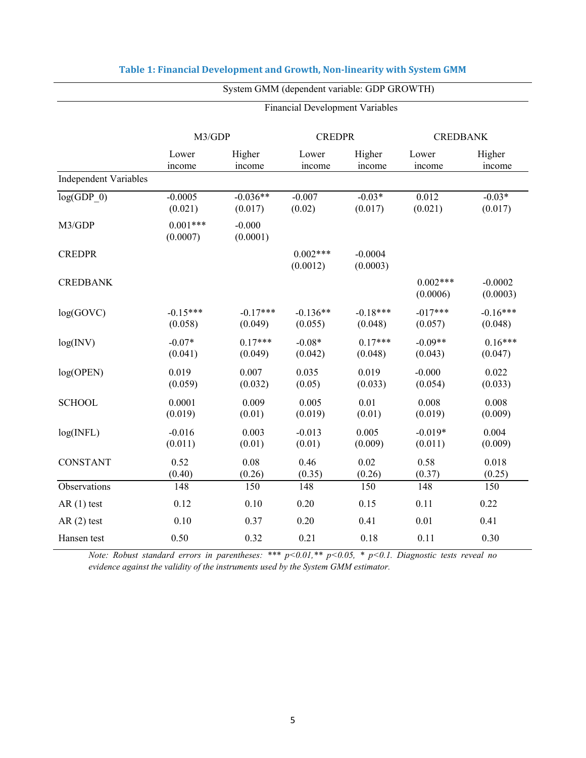**Table 1: Financial Development and Growth, Non-linearity with System GMM**

| | System GMM (dependent variable: GDP GROWTH) | | | | | |
|---|---|---|---|---|---|---|
| | Financial Development Variables | | | | | |
| | M3/GDP | | CREDPR | | CREDBANK | |
| | Lower income | Higher income | Lower income | Higher income | Lower income | Higher income |
| Independent Variables | | | | | | |
| log(GDP_0) | -0.0005 | -0.036** | -0.007 | -0.03* | 0.012 | -0.03* |
| | (0.021) | (0.017) | (0.02) | (0.017) | (0.021) | (0.017) |
| M3/GDP | 0.001*** | -0.000 | | | | |
| | (0.0007) | (0.0001) | | | | |
| CREDPR | | | 0.002*** | -0.0004 | | |
| | | | (0.0012) | (0.0003) | | |
| CREDBANK | | | | | 0.002*** | -0.0002 |
| | | | | | (0.0006) | (0.0003) |
| log(GOVC) | -0.15*** | -0.17*** | -0.136** | -0.18*** | -017*** | -0.16*** |
| | (0.058) | (0.049) | (0.055) | (0.048) | (0.057) | (0.048) |
| log(INV) | -0.07* | 0.17*** | -0.08* | 0.17*** | -0.09** | 0.16*** |
| | (0.041) | (0.049) | (0.042) | (0.048) | (0.043) | (0.047) |
| log(OPEN) | 0.019 | 0.007 | 0.035 | 0.019 | -0.000 | 0.022 |
| | (0.059) | (0.032) | (0.05) | (0.033) | (0.054) | (0.033) |
| SCHOOL | 0.0001 | 0.009 | 0.005 | 0.01 | 0.008 | 0.008 |
| | (0.019) | (0.01) | (0.019) | (0.01) | (0.019) | (0.009) |
| log(INFL) | -0.016 | 0.003 | -0.013 | 0.005 | -0.019* | 0.004 |
| | (0.011) | (0.01) | (0.01) | (0.009) | (0.011) | (0.009) |
| CONSTANT | 0.52 | 0.08 | 0.46 | 0.02 | 0.58 | 0.018 |
| | (0.40) | (0.26) | (0.35) | (0.26) | (0.37) | (0.25) |
| Observations | 148 | 150 | 148 | 150 | 148 | 150 |
| AR (1) test | 0.12 | 0.10 | 0.20 | 0.15 | 0.11 | 0.22 |
| AR (2) test | 0.10 | 0.37 | 0.20 | 0.41 | 0.01 | 0.41 |
| Hansen test | 0.50 | 0.32 | 0.21 | 0.18 | 0.11 | 0.30 |

*Note: Robust standard errors in parentheses: *** p<0.01,** p<0.05, * p<0.1. Diagnostic tests reveal no evidence against the validity of the instruments used by the System GMM estimator.*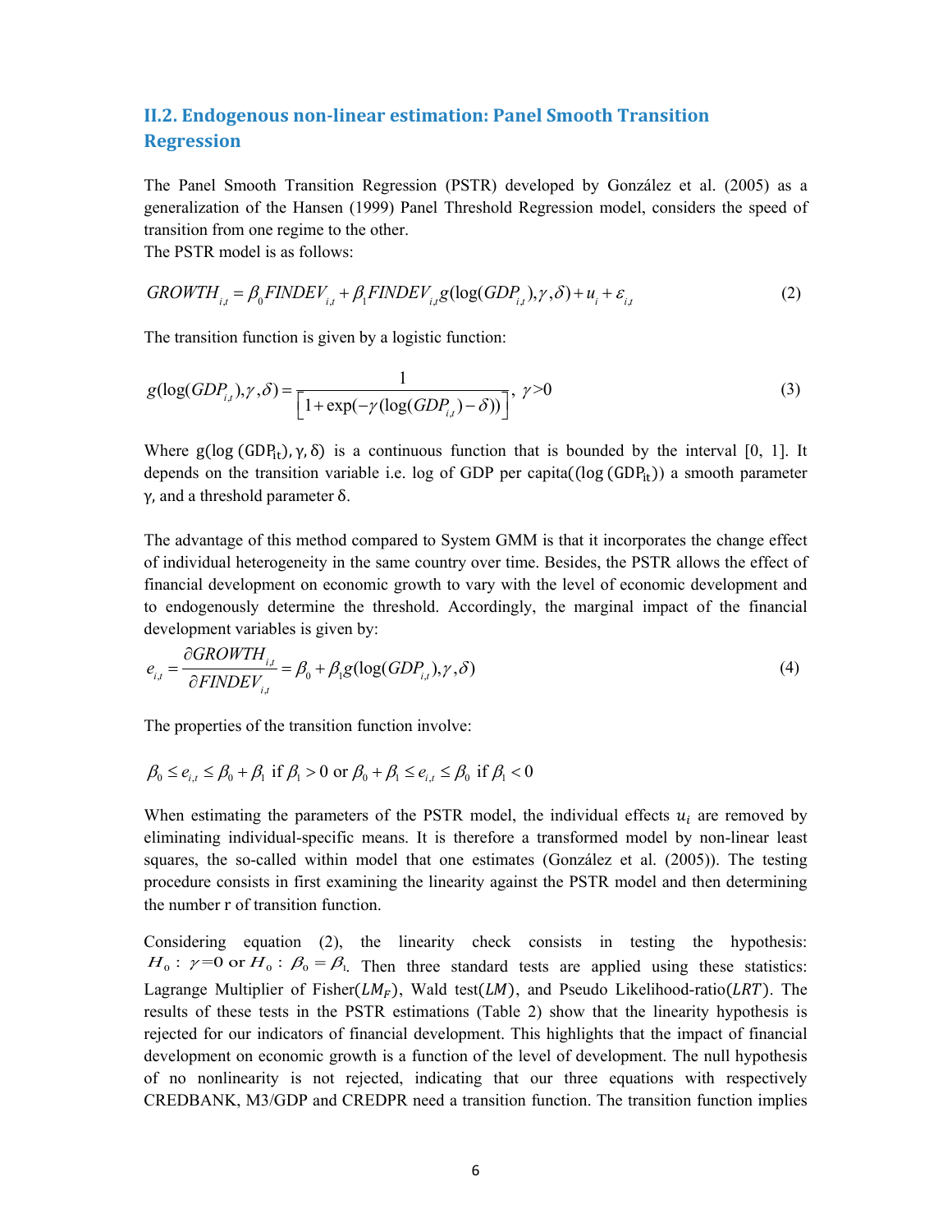## II.2. Endogenous non-linear estimation: Panel Smooth Transition Regression

The Panel Smooth Transition Regression (PSTR) developed by González et al. (2005) as a generalization of the Hansen (1999) Panel Threshold Regression model, considers the speed of transition from one regime to the other.
The PSTR model is as follows:

$$GROWTH_{i,t} = \beta_0 FINDEV_{i,t} + \beta_1 FINDEV_{i,t} g(\log(GDP_{i,t}), \gamma, \delta) + u_i + \varepsilon_{i,t} \tag{2}$$

The transition function is given by a logistic function:

$$g(\log(GDP_{i,t}), \gamma, \delta) = \frac{1}{\left[1 + \exp(-\gamma(\log(GDP_{i,t}) - \delta))\right]}, \ \gamma > 0 \tag{3}$$

Where $g(\log(GDP_{it}), \gamma, \delta)$ is a continuous function that is bounded by the interval [0, 1]. It depends on the transition variable i.e. log of GDP per capita($(\log(GDP_{it}))$ a smooth parameter $\gamma$, and a threshold parameter $\delta$.

The advantage of this method compared to System GMM is that it incorporates the change effect of individual heterogeneity in the same country over time. Besides, the PSTR allows the effect of financial development on economic growth to vary with the level of economic development and to endogenously determine the threshold. Accordingly, the marginal impact of the financial development variables is given by:

$$e_{i,t} = \frac{\partial GROWTH_{i,t}}{\partial FINDEV_{i,t}} = \beta_0 + \beta_1 g(\log(GDP_{i,t}), \gamma, \delta) \tag{4}$$

The properties of the transition function involve:

$$\beta_0 \le e_{i,t} \le \beta_0 + \beta_1 \text{ if } \beta_1 > 0 \text{ or } \beta_0 + \beta_1 \le e_{i,t} \le \beta_0 \text{ if } \beta_1 < 0$$

When estimating the parameters of the PSTR model, the individual effects $u_i$ are removed by eliminating individual-specific means. It is therefore a transformed model by non-linear least squares, the so-called within model that one estimates (González et al. (2005)). The testing procedure consists in first examining the linearity against the PSTR model and then determining the number r of transition function.

Considering equation (2), the linearity check consists in testing the hypothesis: $H_0: \gamma = 0$ or $H_0: \beta_0 = \beta_1$. Then three standard tests are applied using these statistics: Lagrange Multiplier of Fisher($LM_F$), Wald test($LM$), and Pseudo Likelihood-ratio($LRT$). The results of these tests in the PSTR estimations (Table 2) show that the linearity hypothesis is rejected for our indicators of financial development. This highlights that the impact of financial development on economic growth is a function of the level of development. The null hypothesis of no nonlinearity is not rejected, indicating that our three equations with respectively CREDBANK, M3/GDP and CREDPR need a transition function. The transition function implies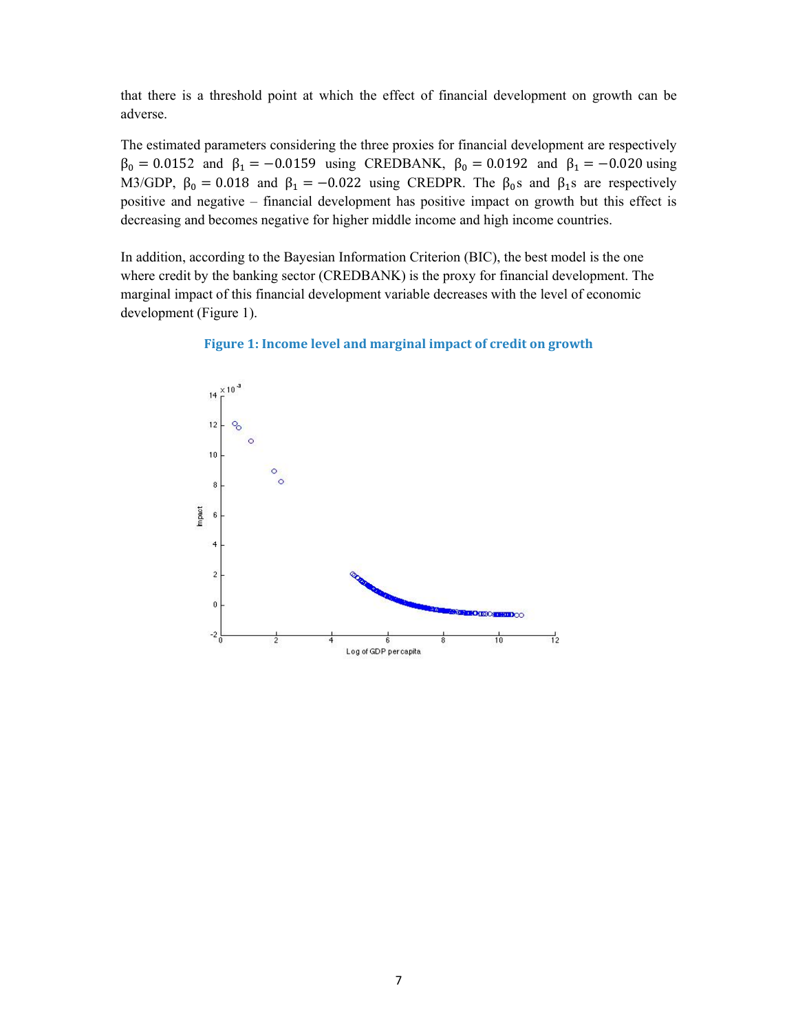that there is a threshold point at which the effect of financial development on growth can be adverse.

The estimated parameters considering the three proxies for financial development are respectively $\beta_0 = 0.0152$ and $\beta_1 = -0.0159$ using CREDBANK, $\beta_0 = 0.0192$ and $\beta_1 = -0.020$ using M3/GDP, $\beta_0 = 0.018$ and $\beta_1 = -0.022$ using CREDPR. The $\beta_0$s and $\beta_1$s are respectively positive and negative – financial development has positive impact on growth but this effect is decreasing and becomes negative for higher middle income and high income countries.

In addition, according to the Bayesian Information Criterion (BIC), the best model is the one where credit by the banking sector (CREDBANK) is the proxy for financial development. The marginal impact of this financial development variable decreases with the level of economic development (Figure 1).

**Figure 1: Income level and marginal impact of credit on growth**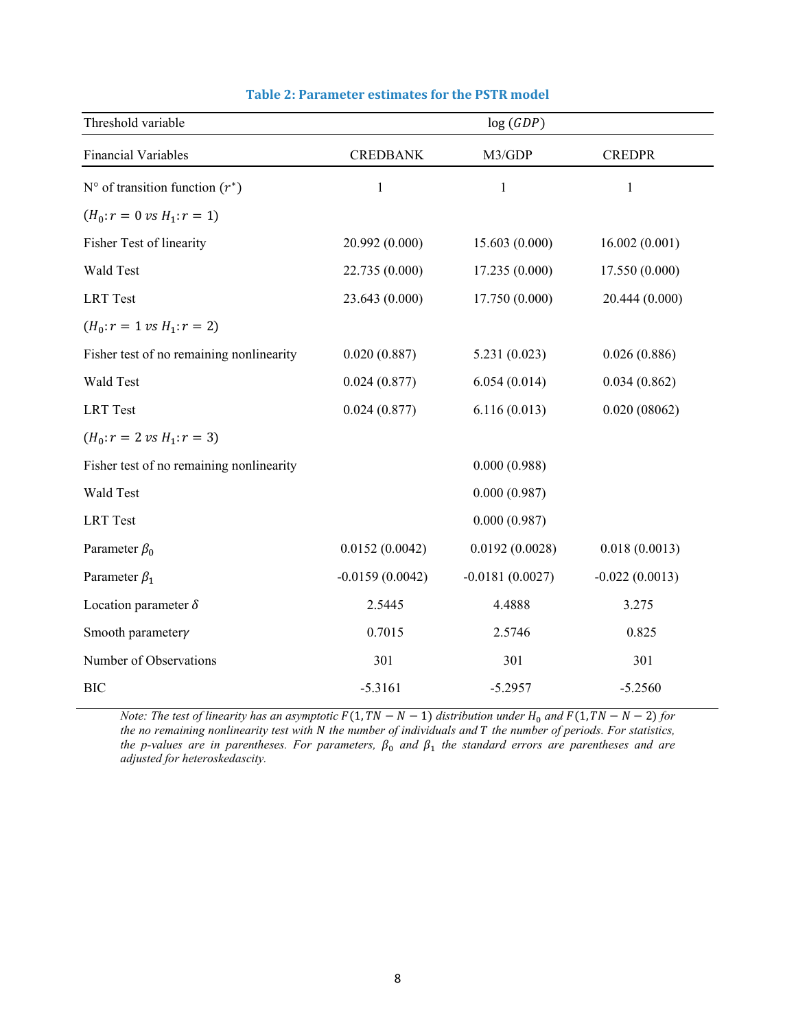**Table 2: Parameter estimates for the PSTR model**

| Threshold variable | $\log(GDP)$ | | |
|---|---|---|---|
| Financial Variables | CREDBANK | M3/GDP | CREDPR |
| N° of transition function ($r^{*}$) | 1 | 1 | 1 |
| ($H_0: r = 0$ *vs* $H_1: r = 1$) | | | |
| Fisher Test of linearity | 20.992 (0.000) | 15.603 (0.000) | 16.002 (0.001) |
| Wald Test | 22.735 (0.000) | 17.235 (0.000) | 17.550 (0.000) |
| LRT Test | 23.643 (0.000) | 17.750 (0.000) | 20.444 (0.000) |
| ($H_0: r = 1$ *vs* $H_1: r = 2$) | | | |
| Fisher test of no remaining nonlinearity | 0.020 (0.887) | 5.231 (0.023) | 0.026 (0.886) |
| Wald Test | 0.024 (0.877) | 6.054 (0.014) | 0.034 (0.862) |
| LRT Test | 0.024 (0.877) | 6.116 (0.013) | 0.020 (08062) |
| ($H_0: r = 2$ *vs* $H_1: r = 3$) | | | |
| Fisher test of no remaining nonlinearity | | 0.000 (0.988) | |
| Wald Test | | 0.000 (0.987) | |
| LRT Test | | 0.000 (0.987) | |
| Parameter $\beta_0$ | 0.0152 (0.0042) | 0.0192 (0.0028) | 0.018 (0.0013) |
| Parameter $\beta_1$ | -0.0159 (0.0042) | -0.0181 (0.0027) | -0.022 (0.0013) |
| Location parameter $\delta$ | 2.5445 | 4.4888 | 3.275 |
| Smooth parameter $\gamma$ | 0.7015 | 2.5746 | 0.825 |
| Number of Observations | 301 | 301 | 301 |
| BIC | -5.3161 | -5.2957 | -5.2560 |

*Note: The test of linearity has an asymptotic $F(1, TN - N - 1)$ distribution under $H_0$ and $F(1, TN - N - 2)$ for the no remaining nonlinearity test with $N$ the number of individuals and $T$ the number of periods. For statistics, the p-values are in parentheses. For parameters, $\beta_0$ and $\beta_1$ the standard errors are parentheses and are adjusted for heteroskedascity.*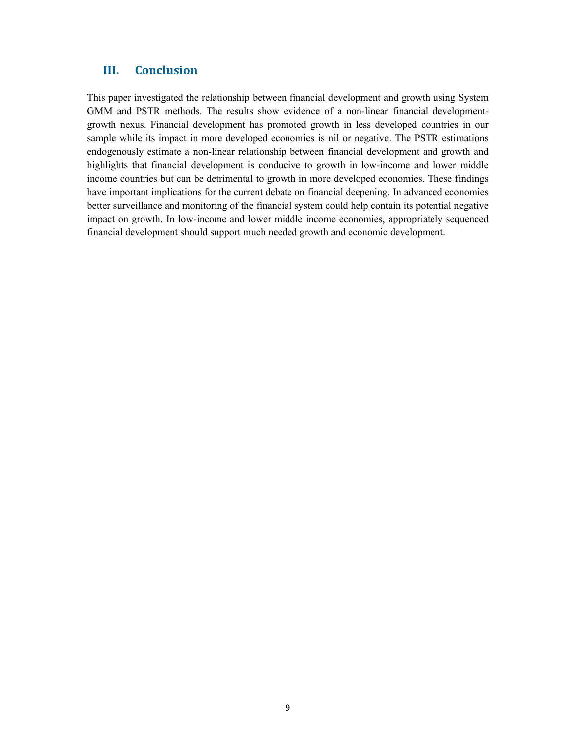## III. Conclusion

This paper investigated the relationship between financial development and growth using System GMM and PSTR methods. The results show evidence of a non-linear financial development-growth nexus. Financial development has promoted growth in less developed countries in our sample while its impact in more developed economies is nil or negative. The PSTR estimations endogenously estimate a non-linear relationship between financial development and growth and highlights that financial development is conducive to growth in low-income and lower middle income countries but can be detrimental to growth in more developed economies. These findings have important implications for the current debate on financial deepening. In advanced economies better surveillance and monitoring of the financial system could help contain its potential negative impact on growth. In low-income and lower middle income economies, appropriately sequenced financial development should support much needed growth and economic development.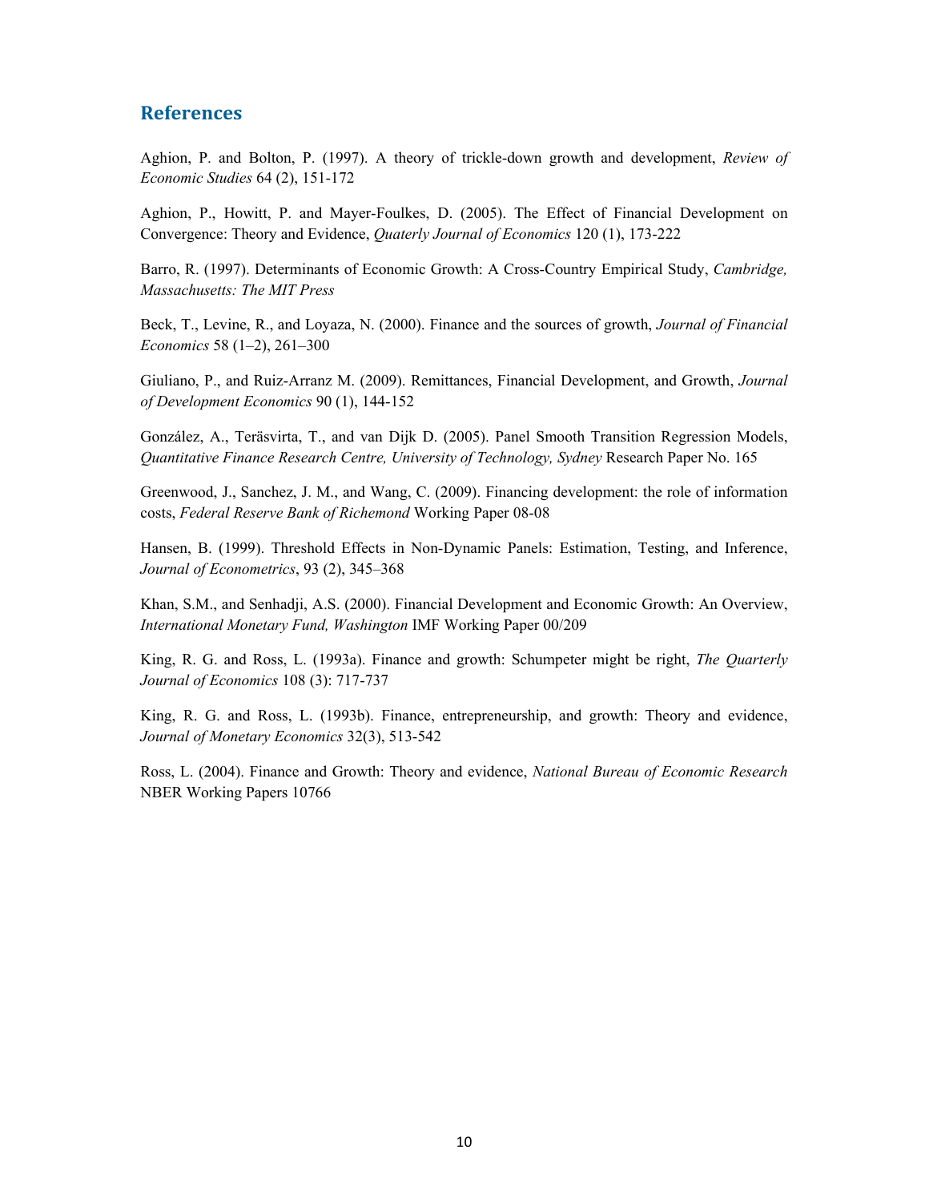## References

Aghion, P. and Bolton, P. (1997). A theory of trickle-down growth and development, *Review of Economic Studies* 64 (2), 151-172

Aghion, P., Howitt, P. and Mayer-Foulkes, D. (2005). The Effect of Financial Development on Convergence: Theory and Evidence, *Quaterly Journal of Economics* 120 (1), 173-222

Barro, R. (1997). Determinants of Economic Growth: A Cross-Country Empirical Study, *Cambridge, Massachusetts: The MIT Press*

Beck, T., Levine, R., and Loyaza, N. (2000). Finance and the sources of growth, *Journal of Financial Economics* 58 (1–2), 261–300

Giuliano, P., and Ruiz-Arranz M. (2009). Remittances, Financial Development, and Growth, *Journal of Development Economics* 90 (1), 144-152

González, A., Teräsvirta, T., and van Dijk D. (2005). Panel Smooth Transition Regression Models, *Quantitative Finance Research Centre, University of Technology, Sydney* Research Paper No. 165

Greenwood, J., Sanchez, J. M., and Wang, C. (2009). Financing development: the role of information costs, *Federal Reserve Bank of Richemond* Working Paper 08-08

Hansen, B. (1999). Threshold Effects in Non-Dynamic Panels: Estimation, Testing, and Inference, *Journal of Econometrics*, 93 (2), 345–368

Khan, S.M., and Senhadji, A.S. (2000). Financial Development and Economic Growth: An Overview, *International Monetary Fund, Washington* IMF Working Paper 00/209

King, R. G. and Ross, L. (1993a). Finance and growth: Schumpeter might be right, *The Quarterly Journal of Economics* 108 (3): 717-737

King, R. G. and Ross, L. (1993b). Finance, entrepreneurship, and growth: Theory and evidence, *Journal of Monetary Economics* 32(3), 513-542

Ross, L. (2004). Finance and Growth: Theory and evidence, *National Bureau of Economic Research* NBER Working Papers 10766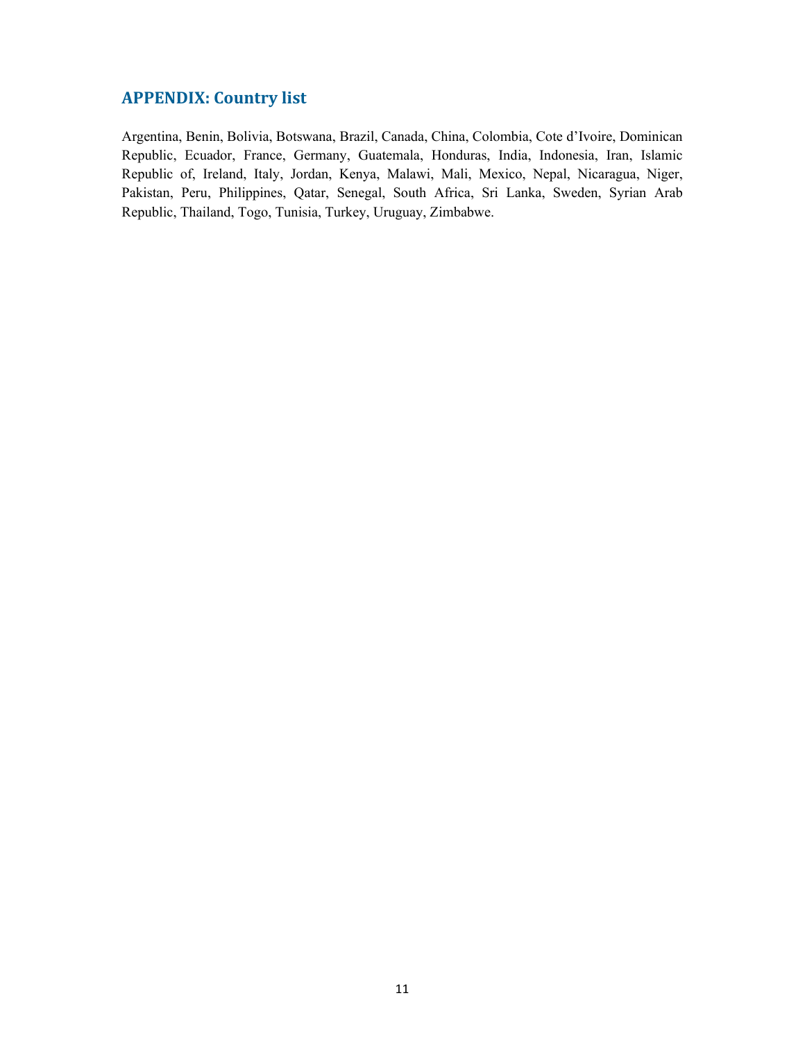## APPENDIX: Country list

Argentina, Benin, Bolivia, Botswana, Brazil, Canada, China, Colombia, Cote d'Ivoire, Dominican Republic, Ecuador, France, Germany, Guatemala, Honduras, India, Indonesia, Iran, Islamic Republic of, Ireland, Italy, Jordan, Kenya, Malawi, Mali, Mexico, Nepal, Nicaragua, Niger, Pakistan, Peru, Philippines, Qatar, Senegal, South Africa, Sri Lanka, Sweden, Syrian Arab Republic, Thailand, Togo, Tunisia, Turkey, Uruguay, Zimbabwe.